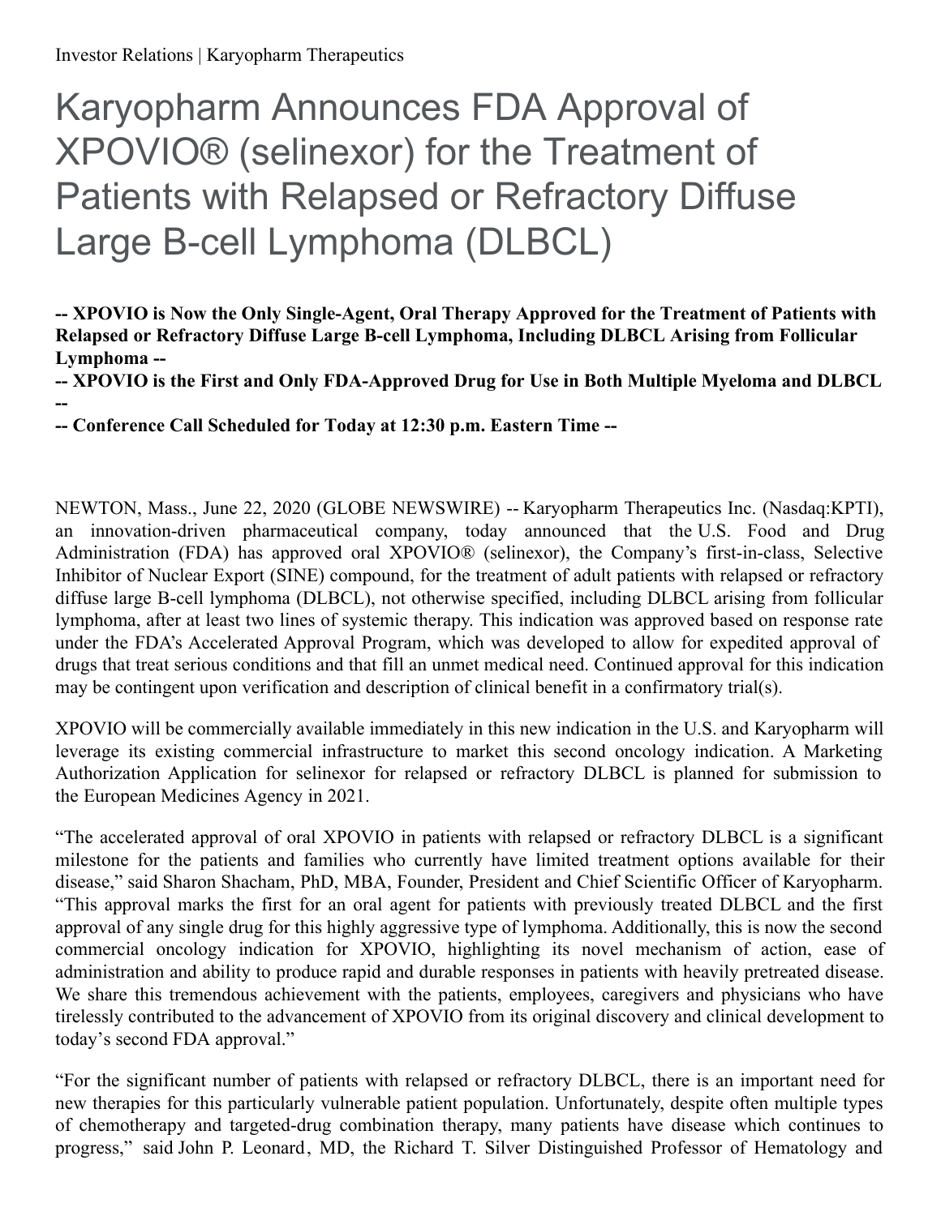# Karyopharm Announces FDA Approval of XPOVIO® (selinexor) for the Treatment of Patients with Relapsed or Refractory Diffuse Large B-cell Lymphoma (DLBCL)

**-- XPOVIO is Now the Only Single-Agent, Oral Therapy Approved for the Treatment of Patients with Relapsed or Refractory Diffuse Large B-cell Lymphoma, Including DLBCL Arising from Follicular Lymphoma --**

**-- XPOVIO is the First and Only FDA-Approved Drug for Use in Both Multiple Myeloma and DLBCL --**

**-- Conference Call Scheduled for Today at 12:30 p.m. Eastern Time --**

NEWTON, Mass., June 22, 2020 (GLOBE NEWSWIRE) -- Karyopharm Therapeutics Inc. (Nasdaq:KPTI), an innovation-driven pharmaceutical company, today announced that the U.S. Food and Drug Administration (FDA) has approved oral XPOVIO® (selinexor), the Company's first-in-class, Selective Inhibitor of Nuclear Export (SINE) compound, for the treatment of adult patients with relapsed or refractory diffuse large B-cell lymphoma (DLBCL), not otherwise specified, including DLBCL arising from follicular lymphoma, after at least two lines of systemic therapy. This indication was approved based on response rate under the FDA's Accelerated Approval Program, which was developed to allow for expedited approval of drugs that treat serious conditions and that fill an unmet medical need. Continued approval for this indication may be contingent upon verification and description of clinical benefit in a confirmatory trial(s).

XPOVIO will be commercially available immediately in this new indication in the U.S. and Karyopharm will leverage its existing commercial infrastructure to market this second oncology indication. A Marketing Authorization Application for selinexor for relapsed or refractory DLBCL is planned for submission to the European Medicines Agency in 2021.

"The accelerated approval of oral XPOVIO in patients with relapsed or refractory DLBCL is a significant milestone for the patients and families who currently have limited treatment options available for their disease," said Sharon Shacham, PhD, MBA, Founder, President and Chief Scientific Officer of Karyopharm. "This approval marks the first for an oral agent for patients with previously treated DLBCL and the first approval of any single drug for this highly aggressive type of lymphoma. Additionally, this is now the second commercial oncology indication for XPOVIO, highlighting its novel mechanism of action, ease of administration and ability to produce rapid and durable responses in patients with heavily pretreated disease. We share this tremendous achievement with the patients, employees, caregivers and physicians who have tirelessly contributed to the advancement of XPOVIO from its original discovery and clinical development to today's second FDA approval."

"For the significant number of patients with relapsed or refractory DLBCL, there is an important need for new therapies for this particularly vulnerable patient population. Unfortunately, despite often multiple types of chemotherapy and targeted-drug combination therapy, many patients have disease which continues to progress," said John P. Leonard, MD, the Richard T. Silver Distinguished Professor of Hematology and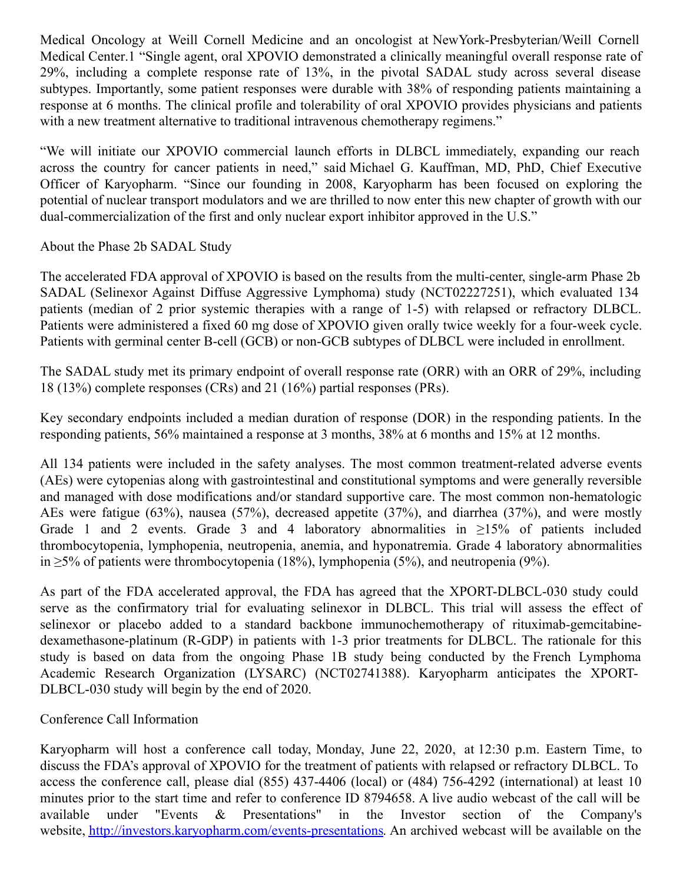Medical Oncology at Weill Cornell Medicine and an oncologist at NewYork-Presbyterian/Weill Cornell Medical Center.[1] “Single agent, oral XPOVIO demonstrated a clinically meaningful overall response rate of 29%, including a complete response rate of 13%, in the pivotal SADAL study across several disease subtypes. Importantly, some patient responses were durable with 38% of responding patients maintaining a response at 6 months. The clinical profile and tolerability of oral XPOVIO provides physicians and patients with a new treatment alternative to traditional intravenous chemotherapy regimens.”

“We will initiate our XPOVIO commercial launch efforts in DLBCL immediately, expanding our reach across the country for cancer patients in need,” said Michael G. Kauffman, MD, PhD, Chief Executive Officer of Karyopharm. “Since our founding in 2008, Karyopharm has been focused on exploring the potential of nuclear transport modulators and we are thrilled to now enter this new chapter of growth with our dual-commercialization of the first and only nuclear export inhibitor approved in the U.S.”

## About the Phase 2b SADAL Study

The accelerated FDA approval of XPOVIO is based on the results from the multi-center, single-arm Phase 2b SADAL (Selinexor Against Diffuse Aggressive Lymphoma) study (NCT02227251), which evaluated 134 patients (median of 2 prior systemic therapies with a range of 1-5) with relapsed or refractory DLBCL. Patients were administered a fixed 60 mg dose of XPOVIO given orally twice weekly for a four-week cycle. Patients with germinal center B-cell (GCB) or non-GCB subtypes of DLBCL were included in enrollment.

The SADAL study met its primary endpoint of overall response rate (ORR) with an ORR of 29%, including 18 (13%) complete responses (CRs) and 21 (16%) partial responses (PRs).

Key secondary endpoints included a median duration of response (DOR) in the responding patients. In the responding patients, 56% maintained a response at 3 months, 38% at 6 months and 15% at 12 months.

All 134 patients were included in the safety analyses. The most common treatment-related adverse events (AEs) were cytopenias along with gastrointestinal and constitutional symptoms and were generally reversible and managed with dose modifications and/or standard supportive care. The most common non-hematologic AEs were fatigue (63%), nausea (57%), decreased appetite (37%), and diarrhea (37%), and were mostly Grade 1 and 2 events. Grade 3 and 4 laboratory abnormalities in ≥15% of patients included thrombocytopenia, lymphopenia, neutropenia, anemia, and hyponatremia. Grade 4 laboratory abnormalities in ≥5% of patients were thrombocytopenia (18%), lymphopenia (5%), and neutropenia (9%).

As part of the FDA accelerated approval, the FDA has agreed that the XPORT-DLBCL-030 study could serve as the confirmatory trial for evaluating selinexor in DLBCL. This trial will assess the effect of selinexor or placebo added to a standard backbone immunochemotherapy of rituximab-gemcitabine-dexamethasone-platinum (R-GDP) in patients with 1-3 prior treatments for DLBCL. The rationale for this study is based on data from the ongoing Phase 1B study being conducted by the French Lymphoma Academic Research Organization (LYSARC) (NCT02741388). Karyopharm anticipates the XPORT-DLBCL-030 study will begin by the end of 2020.

## Conference Call Information

Karyopharm will host a conference call today, Monday, June 22, 2020, at 12:30 p.m. Eastern Time, to discuss the FDA’s approval of XPOVIO for the treatment of patients with relapsed or refractory DLBCL. To access the conference call, please dial (855) 437-4406 (local) or (484) 756-4292 (international) at least 10 minutes prior to the start time and refer to conference ID 8794658. A live audio webcast of the call will be available under "Events & Presentations" in the Investor section of the Company's website, http://investors.karyopharm.com/events-presentations. An archived webcast will be available on the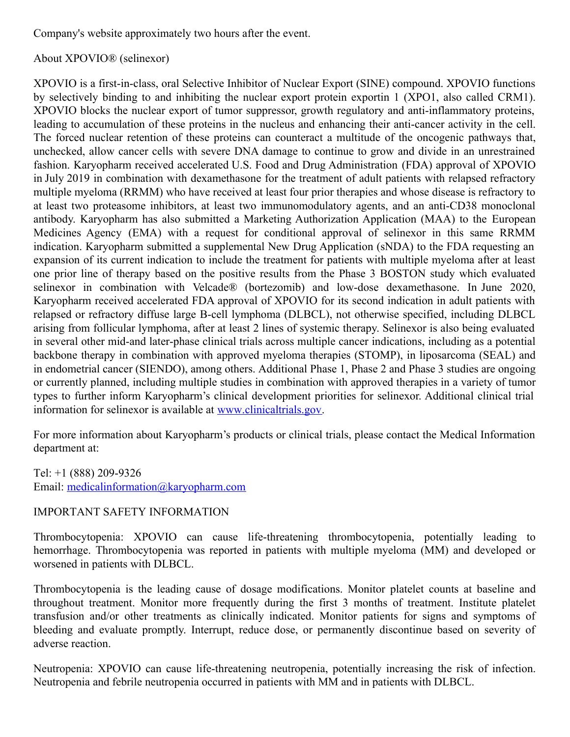Company's website approximately two hours after the event.

About XPOVIO® (selinexor)

XPOVIO is a first-in-class, oral Selective Inhibitor of Nuclear Export (SINE) compound. XPOVIO functions by selectively binding to and inhibiting the nuclear export protein exportin 1 (XPO1, also called CRM1). XPOVIO blocks the nuclear export of tumor suppressor, growth regulatory and anti-inflammatory proteins, leading to accumulation of these proteins in the nucleus and enhancing their anti-cancer activity in the cell. The forced nuclear retention of these proteins can counteract a multitude of the oncogenic pathways that, unchecked, allow cancer cells with severe DNA damage to continue to grow and divide in an unrestrained fashion. Karyopharm received accelerated U.S. Food and Drug Administration (FDA) approval of XPOVIO in July 2019 in combination with dexamethasone for the treatment of adult patients with relapsed refractory multiple myeloma (RRMM) who have received at least four prior therapies and whose disease is refractory to at least two proteasome inhibitors, at least two immunomodulatory agents, and an anti-CD38 monoclonal antibody. Karyopharm has also submitted a Marketing Authorization Application (MAA) to the European Medicines Agency (EMA) with a request for conditional approval of selinexor in this same RRMM indication. Karyopharm submitted a supplemental New Drug Application (sNDA) to the FDA requesting an expansion of its current indication to include the treatment for patients with multiple myeloma after at least one prior line of therapy based on the positive results from the Phase 3 BOSTON study which evaluated selinexor in combination with Velcade® (bortezomib) and low-dose dexamethasone. In June 2020, Karyopharm received accelerated FDA approval of XPOVIO for its second indication in adult patients with relapsed or refractory diffuse large B-cell lymphoma (DLBCL), not otherwise specified, including DLBCL arising from follicular lymphoma, after at least 2 lines of systemic therapy. Selinexor is also being evaluated in several other mid-and later-phase clinical trials across multiple cancer indications, including as a potential backbone therapy in combination with approved myeloma therapies (STOMP), in liposarcoma (SEAL) and in endometrial cancer (SIENDO), among others. Additional Phase 1, Phase 2 and Phase 3 studies are ongoing or currently planned, including multiple studies in combination with approved therapies in a variety of tumor types to further inform Karyopharm's clinical development priorities for selinexor. Additional clinical trial information for selinexor is available at [www.clinicaltrials.gov](www.clinicaltrials.gov).

For more information about Karyopharm's products or clinical trials, please contact the Medical Information department at:

Tel: +1 (888) 209-9326
Email: [medicalinformation@karyopharm.com](mailto:medicalinformation@karyopharm.com)

IMPORTANT SAFETY INFORMATION

Thrombocytopenia: XPOVIO can cause life-threatening thrombocytopenia, potentially leading to hemorrhage. Thrombocytopenia was reported in patients with multiple myeloma (MM) and developed or worsened in patients with DLBCL.

Thrombocytopenia is the leading cause of dosage modifications. Monitor platelet counts at baseline and throughout treatment. Monitor more frequently during the first 3 months of treatment. Institute platelet transfusion and/or other treatments as clinically indicated. Monitor patients for signs and symptoms of bleeding and evaluate promptly. Interrupt, reduce dose, or permanently discontinue based on severity of adverse reaction.

Neutropenia: XPOVIO can cause life-threatening neutropenia, potentially increasing the risk of infection. Neutropenia and febrile neutropenia occurred in patients with MM and in patients with DLBCL.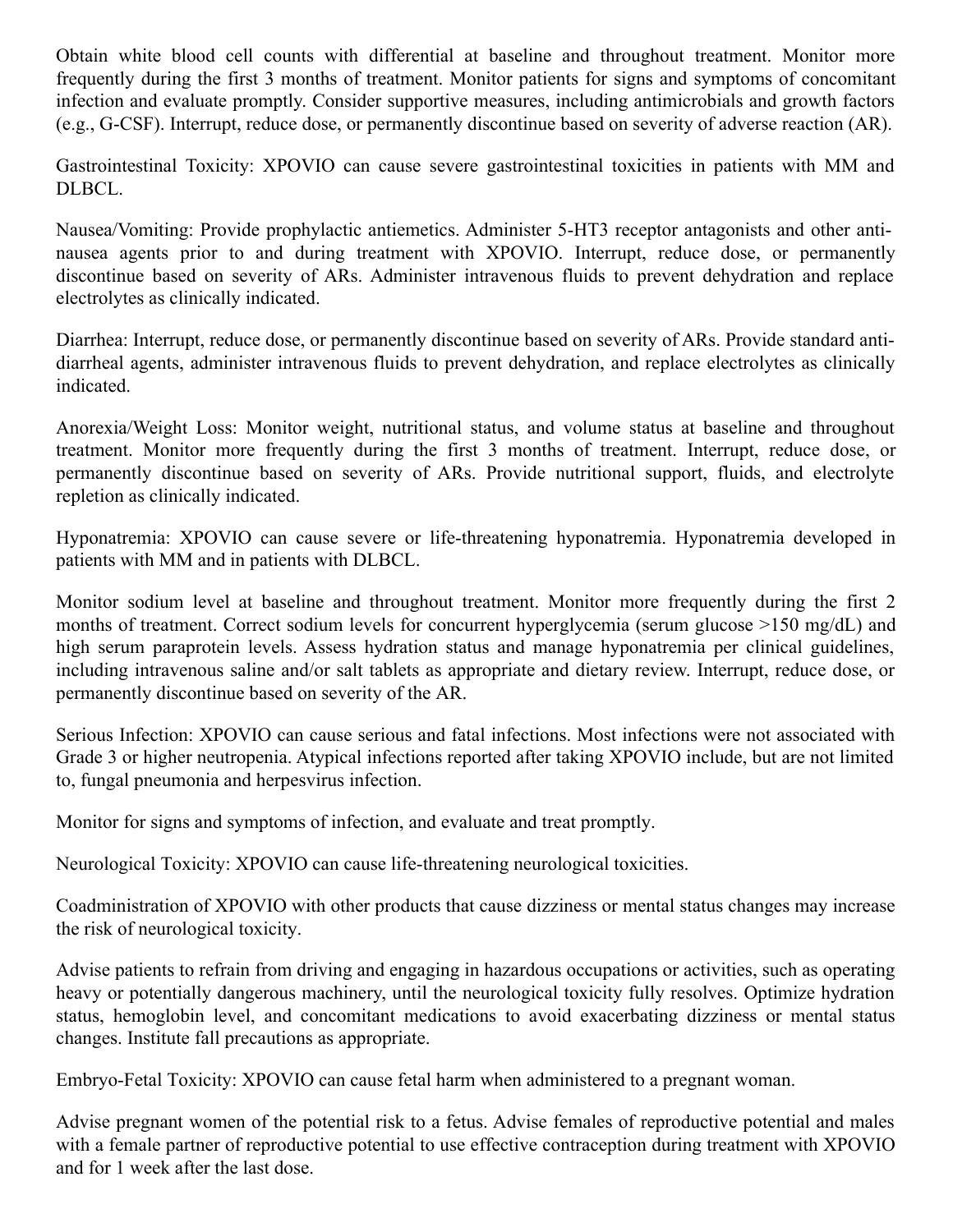Obtain white blood cell counts with differential at baseline and throughout treatment. Monitor more frequently during the first 3 months of treatment. Monitor patients for signs and symptoms of concomitant infection and evaluate promptly. Consider supportive measures, including antimicrobials and growth factors (e.g., G-CSF). Interrupt, reduce dose, or permanently discontinue based on severity of adverse reaction (AR).

Gastrointestinal Toxicity: XPOVIO can cause severe gastrointestinal toxicities in patients with MM and DLBCL.

Nausea/Vomiting: Provide prophylactic antiemetics. Administer 5-HT3 receptor antagonists and other anti-nausea agents prior to and during treatment with XPOVIO. Interrupt, reduce dose, or permanently discontinue based on severity of ARs. Administer intravenous fluids to prevent dehydration and replace electrolytes as clinically indicated.

Diarrhea: Interrupt, reduce dose, or permanently discontinue based on severity of ARs. Provide standard anti-diarrheal agents, administer intravenous fluids to prevent dehydration, and replace electrolytes as clinically indicated.

Anorexia/Weight Loss: Monitor weight, nutritional status, and volume status at baseline and throughout treatment. Monitor more frequently during the first 3 months of treatment. Interrupt, reduce dose, or permanently discontinue based on severity of ARs. Provide nutritional support, fluids, and electrolyte repletion as clinically indicated.

Hyponatremia: XPOVIO can cause severe or life-threatening hyponatremia. Hyponatremia developed in patients with MM and in patients with DLBCL.

Monitor sodium level at baseline and throughout treatment. Monitor more frequently during the first 2 months of treatment. Correct sodium levels for concurrent hyperglycemia (serum glucose >150 mg/dL) and high serum paraprotein levels. Assess hydration status and manage hyponatremia per clinical guidelines, including intravenous saline and/or salt tablets as appropriate and dietary review. Interrupt, reduce dose, or permanently discontinue based on severity of the AR.

Serious Infection: XPOVIO can cause serious and fatal infections. Most infections were not associated with Grade 3 or higher neutropenia. Atypical infections reported after taking XPOVIO include, but are not limited to, fungal pneumonia and herpesvirus infection.

Monitor for signs and symptoms of infection, and evaluate and treat promptly.

Neurological Toxicity: XPOVIO can cause life-threatening neurological toxicities.

Coadministration of XPOVIO with other products that cause dizziness or mental status changes may increase the risk of neurological toxicity.

Advise patients to refrain from driving and engaging in hazardous occupations or activities, such as operating heavy or potentially dangerous machinery, until the neurological toxicity fully resolves. Optimize hydration status, hemoglobin level, and concomitant medications to avoid exacerbating dizziness or mental status changes. Institute fall precautions as appropriate.

Embryo-Fetal Toxicity: XPOVIO can cause fetal harm when administered to a pregnant woman.

Advise pregnant women of the potential risk to a fetus. Advise females of reproductive potential and males with a female partner of reproductive potential to use effective contraception during treatment with XPOVIO and for 1 week after the last dose.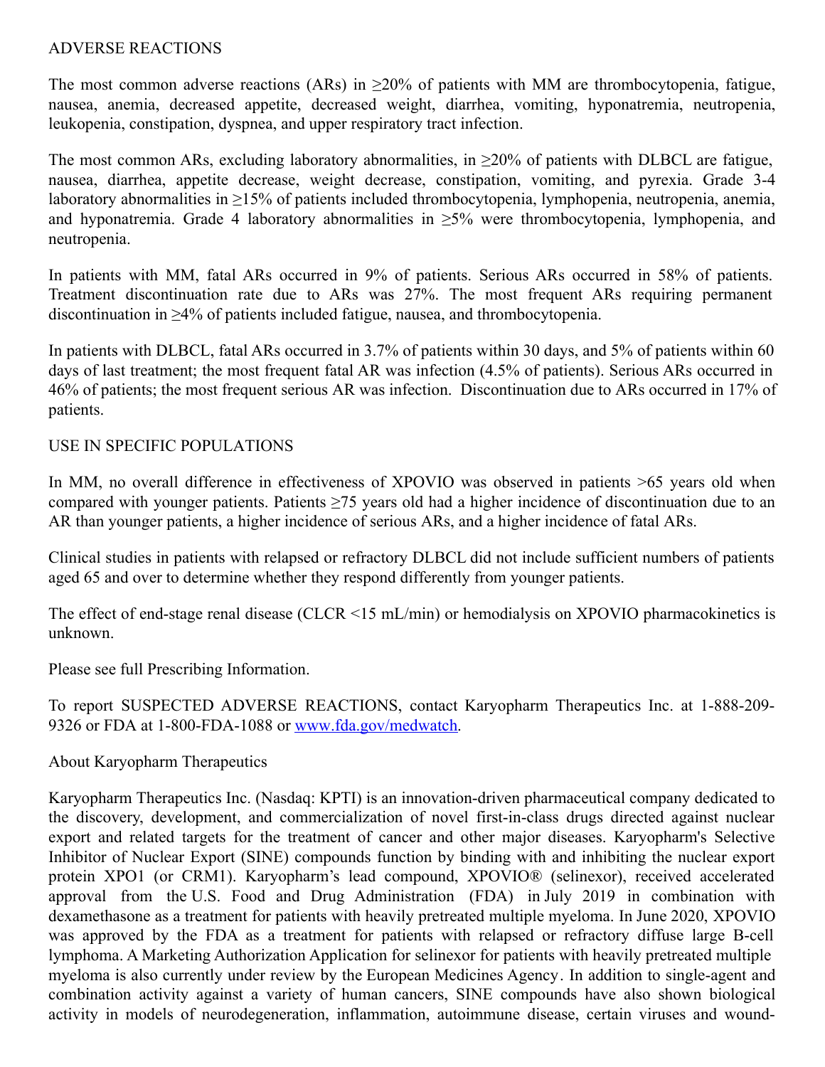## ADVERSE REACTIONS

The most common adverse reactions (ARs) in ≥20% of patients with MM are thrombocytopenia, fatigue, nausea, anemia, decreased appetite, decreased weight, diarrhea, vomiting, hyponatremia, neutropenia, leukopenia, constipation, dyspnea, and upper respiratory tract infection.

The most common ARs, excluding laboratory abnormalities, in ≥20% of patients with DLBCL are fatigue, nausea, diarrhea, appetite decrease, weight decrease, constipation, vomiting, and pyrexia. Grade 3-4 laboratory abnormalities in ≥15% of patients included thrombocytopenia, lymphopenia, neutropenia, anemia, and hyponatremia. Grade 4 laboratory abnormalities in ≥5% were thrombocytopenia, lymphopenia, and neutropenia.

In patients with MM, fatal ARs occurred in 9% of patients. Serious ARs occurred in 58% of patients. Treatment discontinuation rate due to ARs was 27%. The most frequent ARs requiring permanent discontinuation in ≥4% of patients included fatigue, nausea, and thrombocytopenia.

In patients with DLBCL, fatal ARs occurred in 3.7% of patients within 30 days, and 5% of patients within 60 days of last treatment; the most frequent fatal AR was infection (4.5% of patients). Serious ARs occurred in 46% of patients; the most frequent serious AR was infection. Discontinuation due to ARs occurred in 17% of patients.

## USE IN SPECIFIC POPULATIONS

In MM, no overall difference in effectiveness of XPOVIO was observed in patients >65 years old when compared with younger patients. Patients ≥75 years old had a higher incidence of discontinuation due to an AR than younger patients, a higher incidence of serious ARs, and a higher incidence of fatal ARs.

Clinical studies in patients with relapsed or refractory DLBCL did not include sufficient numbers of patients aged 65 and over to determine whether they respond differently from younger patients.

The effect of end-stage renal disease (CLCR <15 mL/min) or hemodialysis on XPOVIO pharmacokinetics is unknown.

Please see full Prescribing Information.

To report SUSPECTED ADVERSE REACTIONS, contact Karyopharm Therapeutics Inc. at 1-888-209-9326 or FDA at 1-800-FDA-1088 or [www.fda.gov/medwatch](http://www.fda.gov/medwatch).

## About Karyopharm Therapeutics

Karyopharm Therapeutics Inc. (Nasdaq: KPTI) is an innovation-driven pharmaceutical company dedicated to the discovery, development, and commercialization of novel first-in-class drugs directed against nuclear export and related targets for the treatment of cancer and other major diseases. Karyopharm's Selective Inhibitor of Nuclear Export (SINE) compounds function by binding with and inhibiting the nuclear export protein XPO1 (or CRM1). Karyopharm's lead compound, XPOVIO® (selinexor), received accelerated approval from the U.S. Food and Drug Administration (FDA) in July 2019 in combination with dexamethasone as a treatment for patients with heavily pretreated multiple myeloma. In June 2020, XPOVIO was approved by the FDA as a treatment for patients with relapsed or refractory diffuse large B-cell lymphoma. A Marketing Authorization Application for selinexor for patients with heavily pretreated multiple myeloma is also currently under review by the European Medicines Agency. In addition to single-agent and combination activity against a variety of human cancers, SINE compounds have also shown biological activity in models of neurodegeneration, inflammation, autoimmune disease, certain viruses and wound-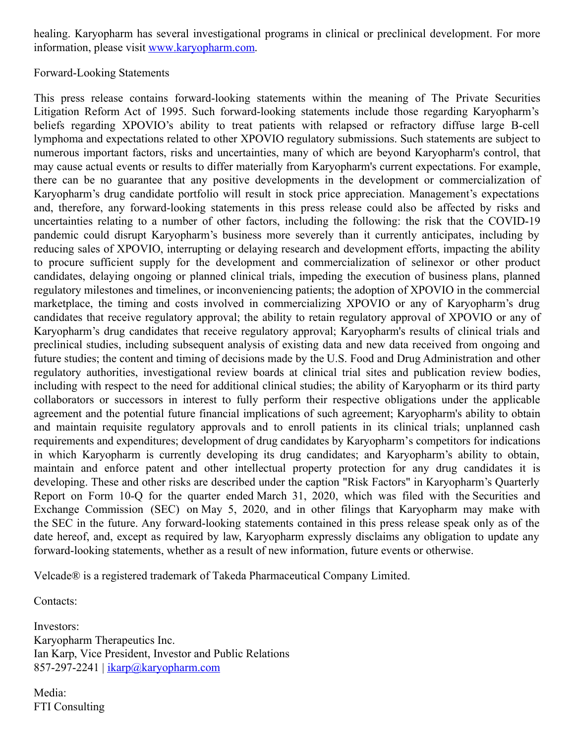healing. Karyopharm has several investigational programs in clinical or preclinical development. For more information, please visit www.karyopharm.com.

Forward-Looking Statements

This press release contains forward-looking statements within the meaning of The Private Securities Litigation Reform Act of 1995. Such forward-looking statements include those regarding Karyopharm's beliefs regarding XPOVIO's ability to treat patients with relapsed or refractory diffuse large B-cell lymphoma and expectations related to other XPOVIO regulatory submissions. Such statements are subject to numerous important factors, risks and uncertainties, many of which are beyond Karyopharm's control, that may cause actual events or results to differ materially from Karyopharm's current expectations. For example, there can be no guarantee that any positive developments in the development or commercialization of Karyopharm's drug candidate portfolio will result in stock price appreciation. Management's expectations and, therefore, any forward-looking statements in this press release could also be affected by risks and uncertainties relating to a number of other factors, including the following: the risk that the COVID-19 pandemic could disrupt Karyopharm's business more severely than it currently anticipates, including by reducing sales of XPOVIO, interrupting or delaying research and development efforts, impacting the ability to procure sufficient supply for the development and commercialization of selinexor or other product candidates, delaying ongoing or planned clinical trials, impeding the execution of business plans, planned regulatory milestones and timelines, or inconveniencing patients; the adoption of XPOVIO in the commercial marketplace, the timing and costs involved in commercializing XPOVIO or any of Karyopharm's drug candidates that receive regulatory approval; the ability to retain regulatory approval of XPOVIO or any of Karyopharm's drug candidates that receive regulatory approval; Karyopharm's results of clinical trials and preclinical studies, including subsequent analysis of existing data and new data received from ongoing and future studies; the content and timing of decisions made by the U.S. Food and Drug Administration and other regulatory authorities, investigational review boards at clinical trial sites and publication review bodies, including with respect to the need for additional clinical studies; the ability of Karyopharm or its third party collaborators or successors in interest to fully perform their respective obligations under the applicable agreement and the potential future financial implications of such agreement; Karyopharm's ability to obtain and maintain requisite regulatory approvals and to enroll patients in its clinical trials; unplanned cash requirements and expenditures; development of drug candidates by Karyopharm's competitors for indications in which Karyopharm is currently developing its drug candidates; and Karyopharm's ability to obtain, maintain and enforce patent and other intellectual property protection for any drug candidates it is developing. These and other risks are described under the caption "Risk Factors" in Karyopharm's Quarterly Report on Form 10-Q for the quarter ended March 31, 2020, which was filed with the Securities and Exchange Commission (SEC) on May 5, 2020, and in other filings that Karyopharm may make with the SEC in the future. Any forward-looking statements contained in this press release speak only as of the date hereof, and, except as required by law, Karyopharm expressly disclaims any obligation to update any forward-looking statements, whether as a result of new information, future events or otherwise.

Velcade® is a registered trademark of Takeda Pharmaceutical Company Limited.

Contacts:

Investors:
Karyopharm Therapeutics Inc.
Ian Karp, Vice President, Investor and Public Relations
857-297-2241 | ikarp@karyopharm.com

Media:
FTI Consulting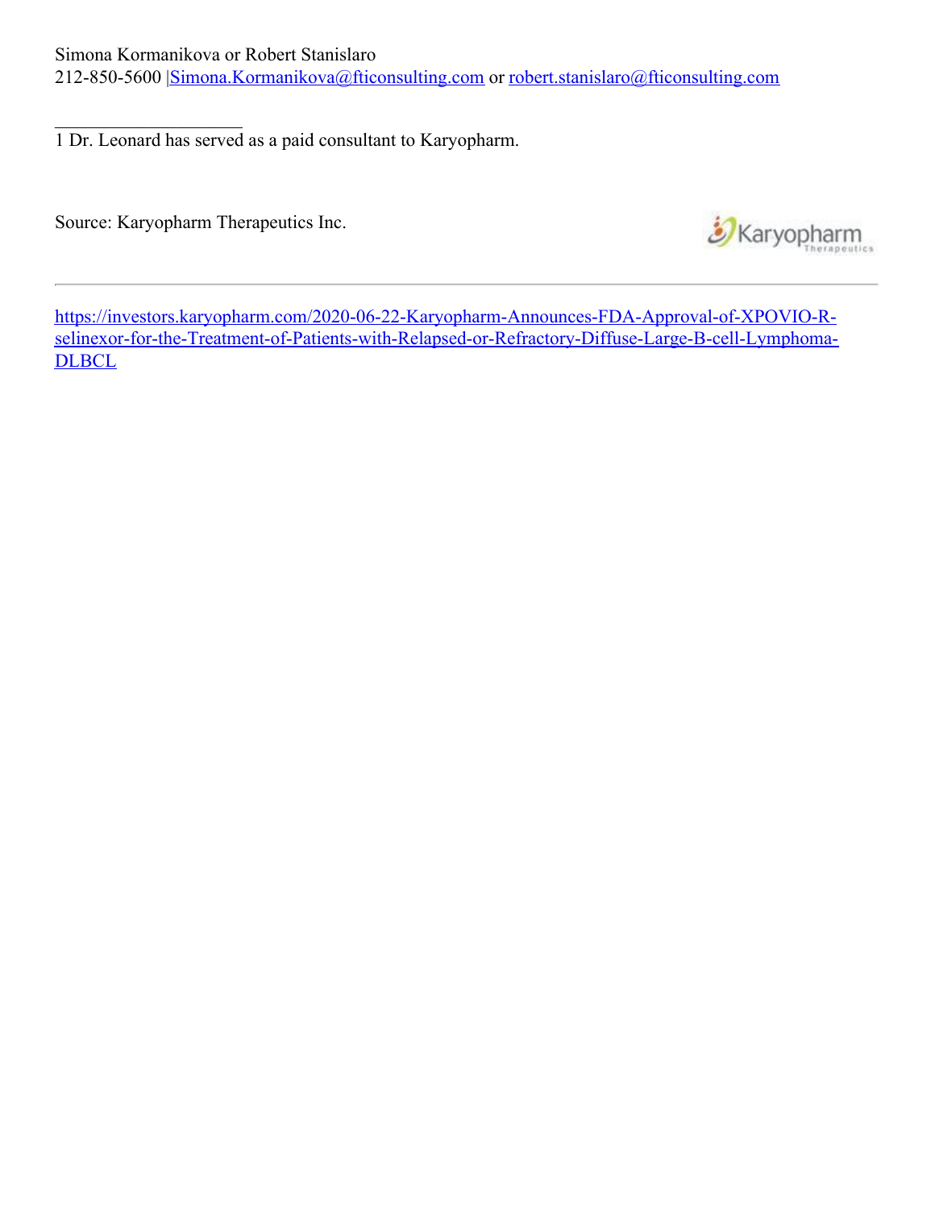Simona Kormanikova or Robert Stanislaro
212-850-5600 |Simona.Kormanikova@fticonsulting.com or robert.stanislaro@fticonsulting.com

---

1 Dr. Leonard has served as a paid consultant to Karyopharm.

Source: Karyopharm Therapeutics Inc.

---

https://investors.karyopharm.com/2020-06-22-Karyopharm-Announces-FDA-Approval-of-XPOVIO-R-selinexor-for-the-Treatment-of-Patients-with-Relapsed-or-Refractory-Diffuse-Large-B-cell-Lymphoma-DLBCL